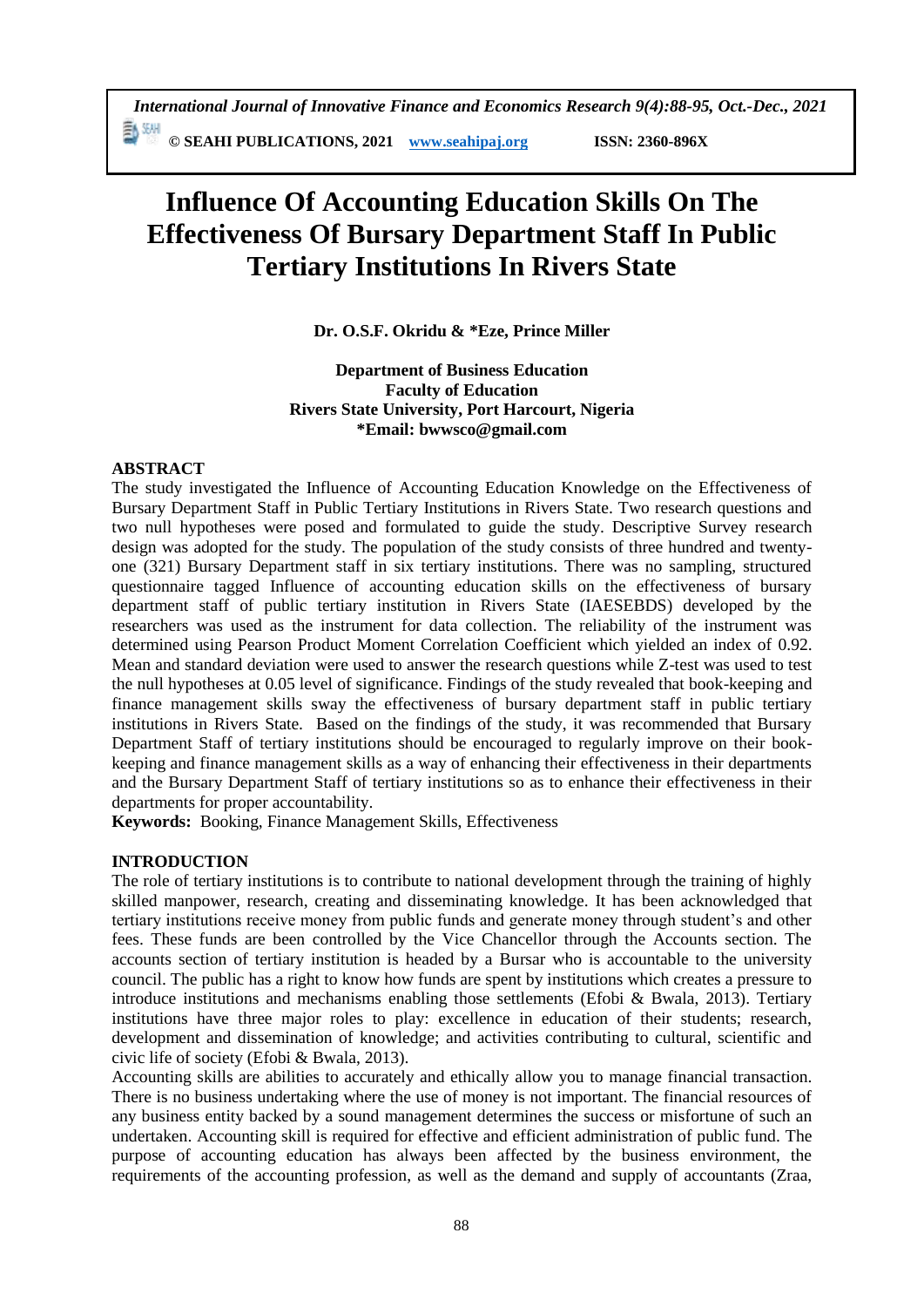# Influence Of Accounting Education Skills On The Effectiveness Of Bursary Department Staff In Public Tertiary Institutions In Rivers State

**Dr. O.S.F. Okridu & \*Eze, Prince Miller**

**Department of Business Education**
**Faculty of Education**
**Rivers State University, Port Harcourt, Nigeria**
**\*Email: bwwsco@gmail.com**

## ABSTRACT

The study investigated the Influence of Accounting Education Knowledge on the Effectiveness of Bursary Department Staff in Public Tertiary Institutions in Rivers State. Two research questions and two null hypotheses were posed and formulated to guide the study. Descriptive Survey research design was adopted for the study. The population of the study consists of three hundred and twenty-one (321) Bursary Department staff in six tertiary institutions. There was no sampling, structured questionnaire tagged Influence of accounting education skills on the effectiveness of bursary department staff of public tertiary institution in Rivers State (IAESEBDS) developed by the researchers was used as the instrument for data collection. The reliability of the instrument was determined using Pearson Product Moment Correlation Coefficient which yielded an index of 0.92. Mean and standard deviation were used to answer the research questions while Z-test was used to test the null hypotheses at 0.05 level of significance. Findings of the study revealed that book-keeping and finance management skills sway the effectiveness of bursary department staff in public tertiary institutions in Rivers State. Based on the findings of the study, it was recommended that Bursary Department Staff of tertiary institutions should be encouraged to regularly improve on their book-keeping and finance management skills as a way of enhancing their effectiveness in their departments and the Bursary Department Staff of tertiary institutions so as to enhance their effectiveness in their departments for proper accountability.

**Keywords:** Booking, Finance Management Skills, Effectiveness

## INTRODUCTION

The role of tertiary institutions is to contribute to national development through the training of highly skilled manpower, research, creating and disseminating knowledge. It has been acknowledged that tertiary institutions receive money from public funds and generate money through student's and other fees. These funds are been controlled by the Vice Chancellor through the Accounts section. The accounts section of tertiary institution is headed by a Bursar who is accountable to the university council. The public has a right to know how funds are spent by institutions which creates a pressure to introduce institutions and mechanisms enabling those settlements (Efobi & Bwala, 2013). Tertiary institutions have three major roles to play: excellence in education of their students; research, development and dissemination of knowledge; and activities contributing to cultural, scientific and civic life of society (Efobi & Bwala, 2013).

Accounting skills are abilities to accurately and ethically allow you to manage financial transaction. There is no business undertaking where the use of money is not important. The financial resources of any business entity backed by a sound management determines the success or misfortune of such an undertaken. Accounting skill is required for effective and efficient administration of public fund. The purpose of accounting education has always been affected by the business environment, the requirements of the accounting profession, as well as the demand and supply of accountants (Zraa,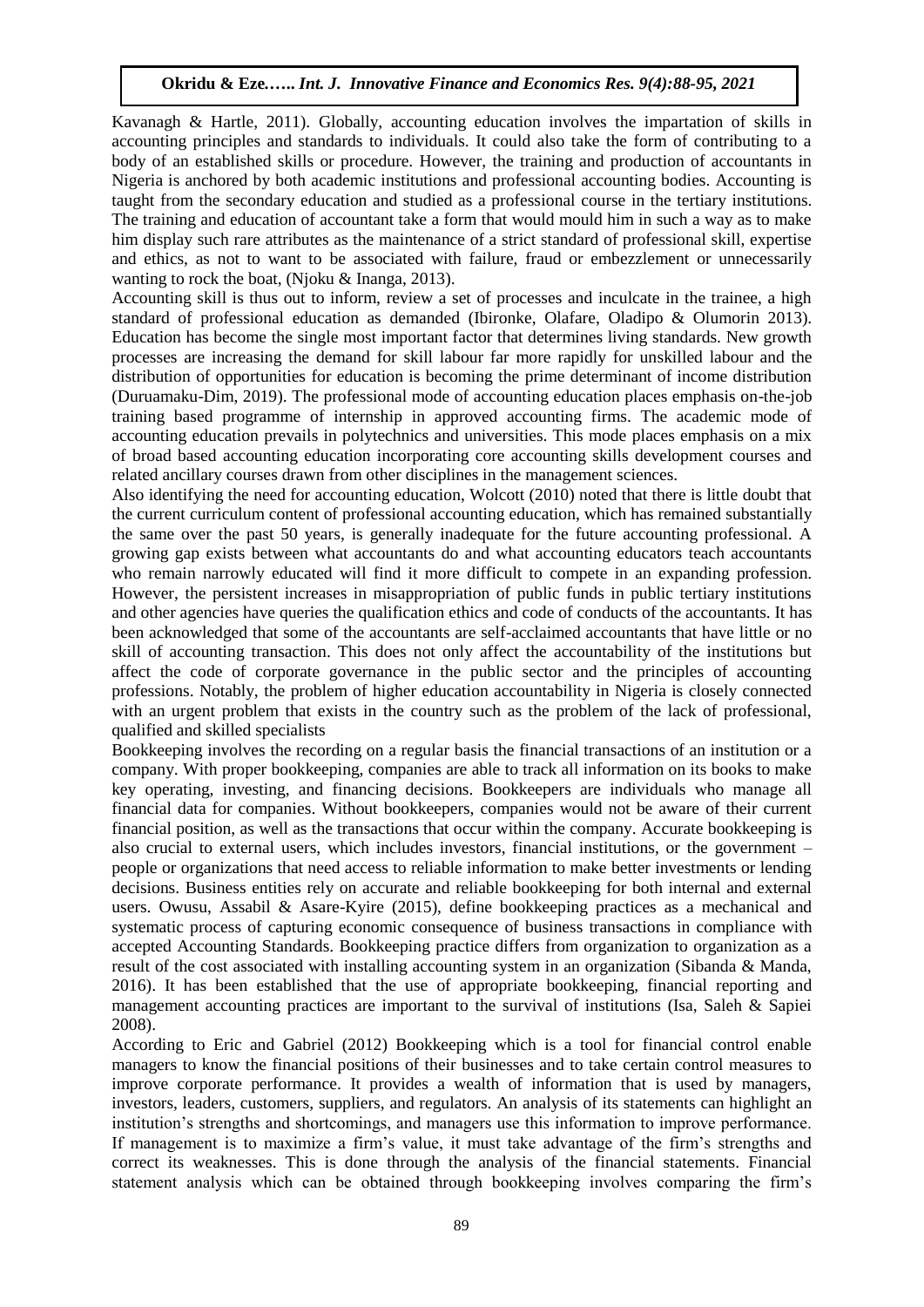Kavanagh & Hartle, 2011). Globally, accounting education involves the impartation of skills in accounting principles and standards to individuals. It could also take the form of contributing to a body of an established skills or procedure. However, the training and production of accountants in Nigeria is anchored by both academic institutions and professional accounting bodies. Accounting is taught from the secondary education and studied as a professional course in the tertiary institutions. The training and education of accountant take a form that would mould him in such a way as to make him display such rare attributes as the maintenance of a strict standard of professional skill, expertise and ethics, as not to want to be associated with failure, fraud or embezzlement or unnecessarily wanting to rock the boat, (Njoku & Inanga, 2013).

Accounting skill is thus out to inform, review a set of processes and inculcate in the trainee, a high standard of professional education as demanded (Ibironke, Olafare, Oladipo & Olumorin 2013). Education has become the single most important factor that determines living standards. New growth processes are increasing the demand for skill labour far more rapidly for unskilled labour and the distribution of opportunities for education is becoming the prime determinant of income distribution (Duruamaku-Dim, 2019). The professional mode of accounting education places emphasis on-the-job training based programme of internship in approved accounting firms. The academic mode of accounting education prevails in polytechnics and universities. This mode places emphasis on a mix of broad based accounting education incorporating core accounting skills development courses and related ancillary courses drawn from other disciplines in the management sciences.

Also identifying the need for accounting education, Wolcott (2010) noted that there is little doubt that the current curriculum content of professional accounting education, which has remained substantially the same over the past 50 years, is generally inadequate for the future accounting professional. A growing gap exists between what accountants do and what accounting educators teach accountants who remain narrowly educated will find it more difficult to compete in an expanding profession. However, the persistent increases in misappropriation of public funds in public tertiary institutions and other agencies have queries the qualification ethics and code of conducts of the accountants. It has been acknowledged that some of the accountants are self-acclaimed accountants that have little or no skill of accounting transaction. This does not only affect the accountability of the institutions but affect the code of corporate governance in the public sector and the principles of accounting professions. Notably, the problem of higher education accountability in Nigeria is closely connected with an urgent problem that exists in the country such as the problem of the lack of professional, qualified and skilled specialists

Bookkeeping involves the recording on a regular basis the financial transactions of an institution or a company. With proper bookkeeping, companies are able to track all information on its books to make key operating, investing, and financing decisions. Bookkeepers are individuals who manage all financial data for companies. Without bookkeepers, companies would not be aware of their current financial position, as well as the transactions that occur within the company. Accurate bookkeeping is also crucial to external users, which includes investors, financial institutions, or the government – people or organizations that need access to reliable information to make better investments or lending decisions. Business entities rely on accurate and reliable bookkeeping for both internal and external users. Owusu, Assabil & Asare-Kyire (2015), define bookkeeping practices as a mechanical and systematic process of capturing economic consequence of business transactions in compliance with accepted Accounting Standards. Bookkeeping practice differs from organization to organization as a result of the cost associated with installing accounting system in an organization (Sibanda & Manda, 2016). It has been established that the use of appropriate bookkeeping, financial reporting and management accounting practices are important to the survival of institutions (Isa, Saleh & Sapiei 2008).

According to Eric and Gabriel (2012) Bookkeeping which is a tool for financial control enable managers to know the financial positions of their businesses and to take certain control measures to improve corporate performance. It provides a wealth of information that is used by managers, investors, leaders, customers, suppliers, and regulators. An analysis of its statements can highlight an institution's strengths and shortcomings, and managers use this information to improve performance. If management is to maximize a firm's value, it must take advantage of the firm's strengths and correct its weaknesses. This is done through the analysis of the financial statements. Financial statement analysis which can be obtained through bookkeeping involves comparing the firm's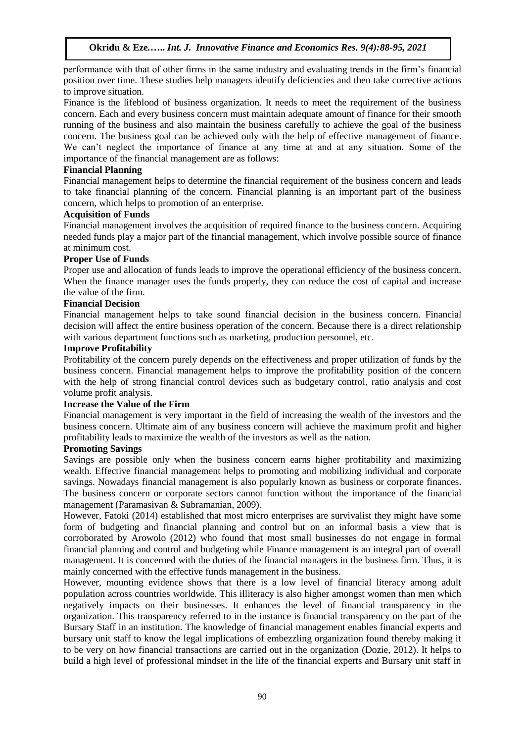performance with that of other firms in the same industry and evaluating trends in the firm's financial position over time. These studies help managers identify deficiencies and then take corrective actions to improve situation.

Finance is the lifeblood of business organization. It needs to meet the requirement of the business concern. Each and every business concern must maintain adequate amount of finance for their smooth running of the business and also maintain the business carefully to achieve the goal of the business concern. The business goal can be achieved only with the help of effective management of finance. We can't neglect the importance of finance at any time at and at any situation. Some of the importance of the financial management are as follows:

**Financial Planning**

Financial management helps to determine the financial requirement of the business concern and leads to take financial planning of the concern. Financial planning is an important part of the business concern, which helps to promotion of an enterprise.

**Acquisition of Funds**

Financial management involves the acquisition of required finance to the business concern. Acquiring needed funds play a major part of the financial management, which involve possible source of finance at minimum cost.

**Proper Use of Funds**

Proper use and allocation of funds leads to improve the operational efficiency of the business concern. When the finance manager uses the funds properly, they can reduce the cost of capital and increase the value of the firm.

**Financial Decision**

Financial management helps to take sound financial decision in the business concern. Financial decision will affect the entire business operation of the concern. Because there is a direct relationship with various department functions such as marketing, production personnel, etc.

**Improve Profitability**

Profitability of the concern purely depends on the effectiveness and proper utilization of funds by the business concern. Financial management helps to improve the profitability position of the concern with the help of strong financial control devices such as budgetary control, ratio analysis and cost volume profit analysis.

**Increase the Value of the Firm**

Financial management is very important in the field of increasing the wealth of the investors and the business concern. Ultimate aim of any business concern will achieve the maximum profit and higher profitability leads to maximize the wealth of the investors as well as the nation.

**Promoting Savings**

Savings are possible only when the business concern earns higher profitability and maximizing wealth. Effective financial management helps to promoting and mobilizing individual and corporate savings. Nowadays financial management is also popularly known as business or corporate finances. The business concern or corporate sectors cannot function without the importance of the financial management (Paramasivan & Subramanian, 2009).

However, Fatoki (2014) established that most micro enterprises are survivalist they might have some form of budgeting and financial planning and control but on an informal basis a view that is corroborated by Arowolo (2012) who found that most small businesses do not engage in formal financial planning and control and budgeting while Finance management is an integral part of overall management. It is concerned with the duties of the financial managers in the business firm. Thus, it is mainly concerned with the effective funds management in the business.

However, mounting evidence shows that there is a low level of financial literacy among adult population across countries worldwide. This illiteracy is also higher amongst women than men which negatively impacts on their businesses. It enhances the level of financial transparency in the organization. This transparency referred to in the instance is financial transparency on the part of the Bursary Staff in an institution. The knowledge of financial management enables financial experts and bursary unit staff to know the legal implications of embezzling organization found thereby making it to be very on how financial transactions are carried out in the organization (Dozie, 2012). It helps to build a high level of professional mindset in the life of the financial experts and Bursary unit staff in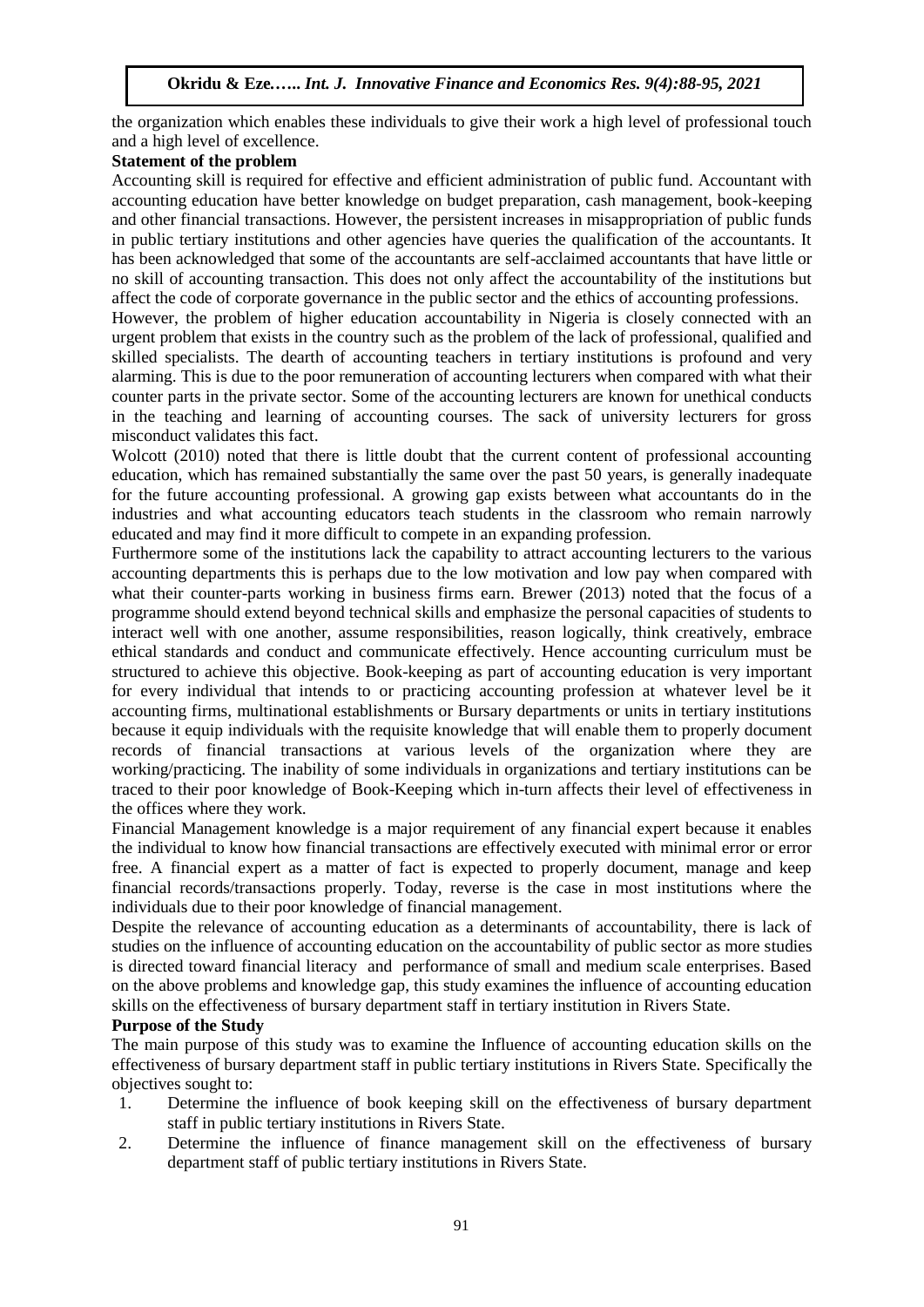the organization which enables these individuals to give their work a high level of professional touch and a high level of excellence.

**Statement of the problem**

Accounting skill is required for effective and efficient administration of public fund. Accountant with accounting education have better knowledge on budget preparation, cash management, book-keeping and other financial transactions. However, the persistent increases in misappropriation of public funds in public tertiary institutions and other agencies have queries the qualification of the accountants. It has been acknowledged that some of the accountants are self-acclaimed accountants that have little or no skill of accounting transaction. This does not only affect the accountability of the institutions but affect the code of corporate governance in the public sector and the ethics of accounting professions.

However, the problem of higher education accountability in Nigeria is closely connected with an urgent problem that exists in the country such as the problem of the lack of professional, qualified and skilled specialists. The dearth of accounting teachers in tertiary institutions is profound and very alarming. This is due to the poor remuneration of accounting lecturers when compared with what their counter parts in the private sector. Some of the accounting lecturers are known for unethical conducts in the teaching and learning of accounting courses. The sack of university lecturers for gross misconduct validates this fact.

Wolcott (2010) noted that there is little doubt that the current content of professional accounting education, which has remained substantially the same over the past 50 years, is generally inadequate for the future accounting professional. A growing gap exists between what accountants do in the industries and what accounting educators teach students in the classroom who remain narrowly educated and may find it more difficult to compete in an expanding profession.

Furthermore some of the institutions lack the capability to attract accounting lecturers to the various accounting departments this is perhaps due to the low motivation and low pay when compared with what their counter-parts working in business firms earn. Brewer (2013) noted that the focus of a programme should extend beyond technical skills and emphasize the personal capacities of students to interact well with one another, assume responsibilities, reason logically, think creatively, embrace ethical standards and conduct and communicate effectively. Hence accounting curriculum must be structured to achieve this objective. Book-keeping as part of accounting education is very important for every individual that intends to or practicing accounting profession at whatever level be it accounting firms, multinational establishments or Bursary departments or units in tertiary institutions because it equip individuals with the requisite knowledge that will enable them to properly document records of financial transactions at various levels of the organization where they are working/practicing. The inability of some individuals in organizations and tertiary institutions can be traced to their poor knowledge of Book-Keeping which in-turn affects their level of effectiveness in the offices where they work.

Financial Management knowledge is a major requirement of any financial expert because it enables the individual to know how financial transactions are effectively executed with minimal error or error free. A financial expert as a matter of fact is expected to properly document, manage and keep financial records/transactions properly. Today, reverse is the case in most institutions where the individuals due to their poor knowledge of financial management.

Despite the relevance of accounting education as a determinants of accountability, there is lack of studies on the influence of accounting education on the accountability of public sector as more studies is directed toward financial literacy and performance of small and medium scale enterprises. Based on the above problems and knowledge gap, this study examines the influence of accounting education skills on the effectiveness of bursary department staff in tertiary institution in Rivers State.

**Purpose of the Study**

The main purpose of this study was to examine the Influence of accounting education skills on the effectiveness of bursary department staff in public tertiary institutions in Rivers State. Specifically the objectives sought to:

1. Determine the influence of book keeping skill on the effectiveness of bursary department staff in public tertiary institutions in Rivers State.
2. Determine the influence of finance management skill on the effectiveness of bursary department staff of public tertiary institutions in Rivers State.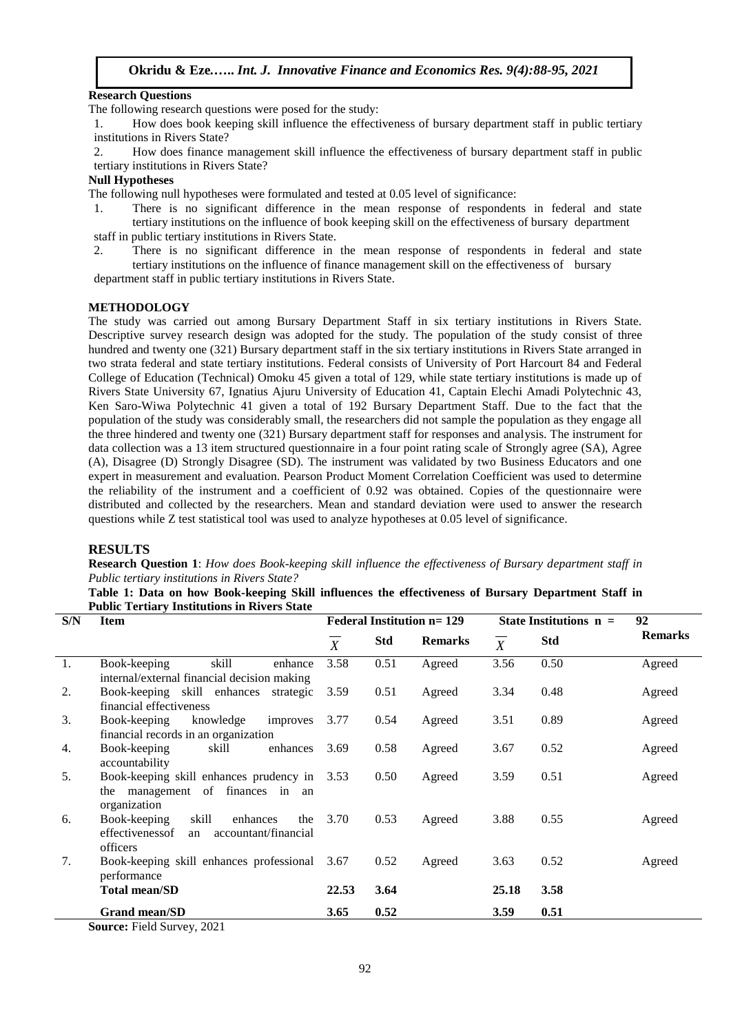**Research Questions**

The following research questions were posed for the study:

1. How does book keeping skill influence the effectiveness of bursary department staff in public tertiary institutions in Rivers State?
2. How does finance management skill influence the effectiveness of bursary department staff in public tertiary institutions in Rivers State?

**Null Hypotheses**

The following null hypotheses were formulated and tested at 0.05 level of significance:

1. There is no significant difference in the mean response of respondents in federal and state tertiary institutions on the influence of book keeping skill on the effectiveness of bursary department staff in public tertiary institutions in Rivers State.
2. There is no significant difference in the mean response of respondents in federal and state tertiary institutions on the influence of finance management skill on the effectiveness of bursary department staff in public tertiary institutions in Rivers State.

## METHODOLOGY

The study was carried out among Bursary Department Staff in six tertiary institutions in Rivers State. Descriptive survey research design was adopted for the study. The population of the study consist of three hundred and twenty one (321) Bursary department staff in the six tertiary institutions in Rivers State arranged in two strata federal and state tertiary institutions. Federal consists of University of Port Harcourt 84 and Federal College of Education (Technical) Omoku 45 given a total of 129, while state tertiary institutions is made up of Rivers State University 67, Ignatius Ajuru University of Education 41, Captain Elechi Amadi Polytechnic 43, Ken Saro-Wiwa Polytechnic 41 given a total of 192 Bursary Department Staff. Due to the fact that the population of the study was considerably small, the researchers did not sample the population as they engage all the three hindered and twenty one (321) Bursary department staff for responses and analysis. The instrument for data collection was a 13 item structured questionnaire in a four point rating scale of Strongly agree (SA), Agree (A), Disagree (D) Strongly Disagree (SD). The instrument was validated by two Business Educators and one expert in measurement and evaluation. Pearson Product Moment Correlation Coefficient was used to determine the reliability of the instrument and a coefficient of 0.92 was obtained. Copies of the questionnaire were distributed and collected by the researchers. Mean and standard deviation were used to answer the research questions while Z test statistical tool was used to analyze hypotheses at 0.05 level of significance.

## RESULTS

**Research Question 1**: *How does Book-keeping skill influence the effectiveness of Bursary department staff in Public tertiary institutions in Rivers State?*

**Table 1: Data on how Book-keeping Skill influences the effectiveness of Bursary Department Staff in Public Tertiary Institutions in Rivers State**

| S/N | Item | Federal Institution n= 129 | | | State Institutions n = 92 | | |
|---|---|---|---|---|---|---|---|
| | | $\overline{X}$ | Std | Remarks | $\overline{X}$ | Std | Remarks |
| 1. | Book-keeping skill enhance internal/external financial decision making | 3.58 | 0.51 | Agreed | 3.56 | 0.50 | Agreed |
| 2. | Book-keeping skill enhances strategic financial effectiveness | 3.59 | 0.51 | Agreed | 3.34 | 0.48 | Agreed |
| 3. | Book-keeping knowledge improves financial records in an organization | 3.77 | 0.54 | Agreed | 3.51 | 0.89 | Agreed |
| 4. | Book-keeping skill enhances accountability | 3.69 | 0.58 | Agreed | 3.67 | 0.52 | Agreed |
| 5. | Book-keeping skill enhances prudency in the management of finances in an organization | 3.53 | 0.50 | Agreed | 3.59 | 0.51 | Agreed |
| 6. | Book-keeping skill enhances the effectivenessof an accountant/financial officers | 3.70 | 0.53 | Agreed | 3.88 | 0.55 | Agreed |
| 7. | Book-keeping skill enhances professional performance | 3.67 | 0.52 | Agreed | 3.63 | 0.52 | Agreed |
| | **Total mean/SD** | **22.53** | **3.64** | | **25.18** | **3.58** | |
| | **Grand mean/SD** | **3.65** | **0.52** | | **3.59** | **0.51** | |

**Source:** Field Survey, 2021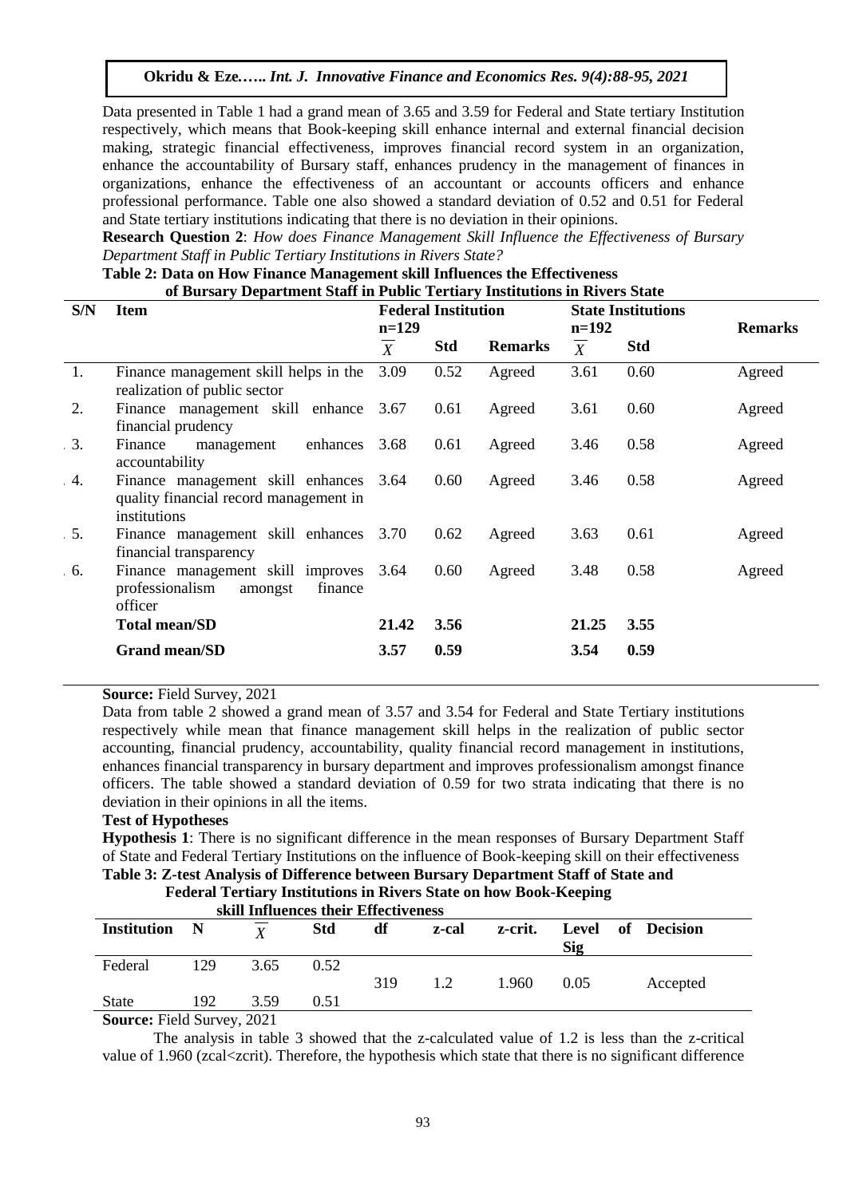Data presented in Table 1 had a grand mean of 3.65 and 3.59 for Federal and State tertiary Institution respectively, which means that Book-keeping skill enhance internal and external financial decision making, strategic financial effectiveness, improves financial record system in an organization, enhance the accountability of Bursary staff, enhances prudency in the management of finances in organizations, enhance the effectiveness of an accountant or accounts officers and enhance professional performance. Table one also showed a standard deviation of 0.52 and 0.51 for Federal and State tertiary institutions indicating that there is no deviation in their opinions.

**Research Question 2**: *How does Finance Management Skill Influence the Effectiveness of Bursary Department Staff in Public Tertiary Institutions in Rivers State?*

**Table 2: Data on How Finance Management skill Influences the Effectiveness of Bursary Department Staff in Public Tertiary Institutions in Rivers State**

| S/N | Item | Federal Institution n=129 | | | State Institutions n=192 | | Remarks |
|---|---|---|---|---|---|---|---|
| | | $\overline{X}$ | Std | Remarks | $\overline{X}$ | Std | |
| 1. | Finance management skill helps in the realization of public sector | 3.09 | 0.52 | Agreed | 3.61 | 0.60 | Agreed |
| 2. | Finance management skill enhance financial prudency | 3.67 | 0.61 | Agreed | 3.61 | 0.60 | Agreed |
| 3. | Finance management enhances accountability | 3.68 | 0.61 | Agreed | 3.46 | 0.58 | Agreed |
| 4. | Finance management skill enhances quality financial record management in institutions | 3.64 | 0.60 | Agreed | 3.46 | 0.58 | Agreed |
| 5. | Finance management skill enhances financial transparency | 3.70 | 0.62 | Agreed | 3.63 | 0.61 | Agreed |
| 6. | Finance management skill improves professionalism amongst finance officer | 3.64 | 0.60 | Agreed | 3.48 | 0.58 | Agreed |
| | **Total mean/SD** | **21.42** | **3.56** | | **21.25** | **3.55** | |
| | **Grand mean/SD** | **3.57** | **0.59** | | **3.54** | **0.59** | |

**Source:** Field Survey, 2021

Data from table 2 showed a grand mean of 3.57 and 3.54 for Federal and State Tertiary institutions respectively while mean that finance management skill helps in the realization of public sector accounting, financial prudency, accountability, quality financial record management in institutions, enhances financial transparency in bursary department and improves professionalism amongst finance officers. The table showed a standard deviation of 0.59 for two strata indicating that there is no deviation in their opinions in all the items.

**Test of Hypotheses**

**Hypothesis 1**: There is no significant difference in the mean responses of Bursary Department Staff of State and Federal Tertiary Institutions on the influence of Book-keeping skill on their effectiveness

**Table 3: Z-test Analysis of Difference between Bursary Department Staff of State and Federal Tertiary Institutions in Rivers State on how Book-Keeping skill Influences their Effectiveness**

| Institution | N | $\overline{X}$ | Std | df | z-cal | z-crit. | Level of Sig | Decision |
|---|---|---|---|---|---|---|---|---|
| Federal | 129 | 3.65 | 0.52 | 319 | 1.2 | 1.960 | 0.05 | Accepted |
| State | 192 | 3.59 | 0.51 | | | | | |

**Source:** Field Survey, 2021

The analysis in table 3 showed that the z-calculated value of 1.2 is less than the z-critical value of 1.960 (zcal<zcrit). Therefore, the hypothesis which state that there is no significant difference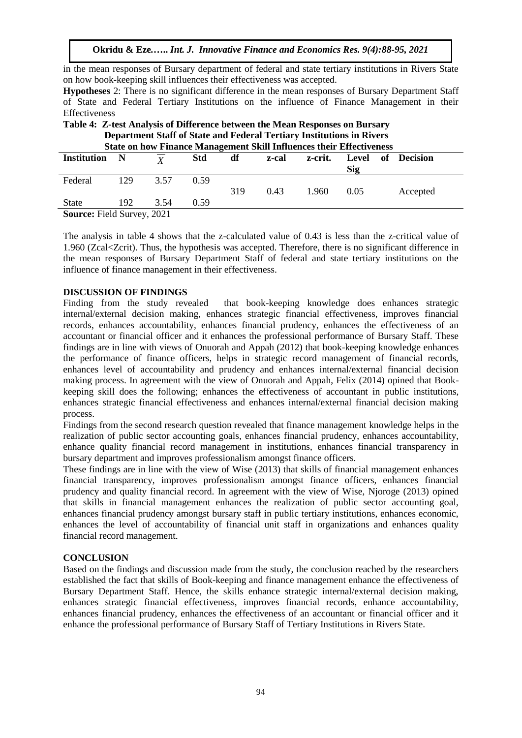in the mean responses of Bursary department of federal and state tertiary institutions in Rivers State on how book-keeping skill influences their effectiveness was accepted.

**Hypotheses** 2: There is no significant difference in the mean responses of Bursary Department Staff of State and Federal Tertiary Institutions on the influence of Finance Management in their Effectiveness

**Table 4: Z-test Analysis of Difference between the Mean Responses on Bursary Department Staff of State and Federal Tertiary Institutions in Rivers State on how Finance Management Skill Influences their Effectiveness**

| Institution | N | $\overline{X}$ | Std | df | z-cal | z-crit. | Level of Sig | Decision |
|---|---|---|---|---|---|---|---|---|
| Federal | 129 | 3.57 | 0.59 | 319 | 0.43 | 1.960 | 0.05 | Accepted |
| State | 192 | 3.54 | 0.59 | | | | | |

**Source:** Field Survey, 2021

The analysis in table 4 shows that the z-calculated value of 0.43 is less than the z-critical value of 1.960 (Zcal<Zcrit). Thus, the hypothesis was accepted. Therefore, there is no significant difference in the mean responses of Bursary Department Staff of federal and state tertiary institutions on the influence of finance management in their effectiveness.

## DISCUSSION OF FINDINGS

Finding from the study revealed that book-keeping knowledge does enhances strategic internal/external decision making, enhances strategic financial effectiveness, improves financial records, enhances accountability, enhances financial prudency, enhances the effectiveness of an accountant or financial officer and it enhances the professional performance of Bursary Staff. These findings are in line with views of Onuorah and Appah (2012) that book-keeping knowledge enhances the performance of finance officers, helps in strategic record management of financial records, enhances level of accountability and prudency and enhances internal/external financial decision making process. In agreement with the view of Onuorah and Appah, Felix (2014) opined that Book-keeping skill does the following; enhances the effectiveness of accountant in public institutions, enhances strategic financial effectiveness and enhances internal/external financial decision making process.

Findings from the second research question revealed that finance management knowledge helps in the realization of public sector accounting goals, enhances financial prudency, enhances accountability, enhance quality financial record management in institutions, enhances financial transparency in bursary department and improves professionalism amongst finance officers.

These findings are in line with the view of Wise (2013) that skills of financial management enhances financial transparency, improves professionalism amongst finance officers, enhances financial prudency and quality financial record. In agreement with the view of Wise, Njoroge (2013) opined that skills in financial management enhances the realization of public sector accounting goal, enhances financial prudency amongst bursary staff in public tertiary institutions, enhances economic, enhances the level of accountability of financial unit staff in organizations and enhances quality financial record management.

## CONCLUSION

Based on the findings and discussion made from the study, the conclusion reached by the researchers established the fact that skills of Book-keeping and finance management enhance the effectiveness of Bursary Department Staff. Hence, the skills enhance strategic internal/external decision making, enhances strategic financial effectiveness, improves financial records, enhance accountability, enhances financial prudency, enhances the effectiveness of an accountant or financial officer and it enhance the professional performance of Bursary Staff of Tertiary Institutions in Rivers State.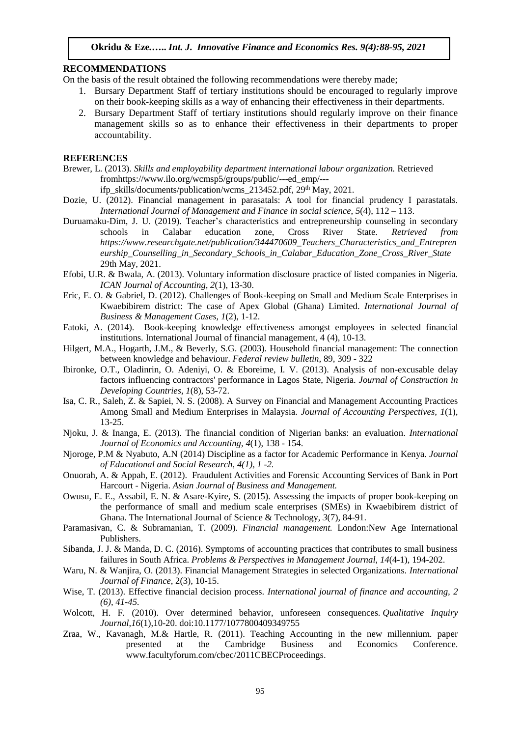## RECOMMENDATIONS

On the basis of the result obtained the following recommendations were thereby made;

1. Bursary Department Staff of tertiary institutions should be encouraged to regularly improve on their book-keeping skills as a way of enhancing their effectiveness in their departments.
2. Bursary Department Staff of tertiary institutions should regularly improve on their finance management skills so as to enhance their effectiveness in their departments to proper accountability.

## REFERENCES

Brewer, L. (2013). *Skills and employability department international labour organization.* Retrieved fromhttps://www.ilo.org/wcmsp5/groups/public/---ed_emp/---ifp_skills/documents/publication/wcms_213452.pdf, 29th May, 2021.

Dozie, U. (2012). Financial management in parasatals: A tool for financial prudency I parastatals. *International Journal of Management and Finance in social science, 5*(4), 112 – 113.

Duruamaku-Dim, J. U. (2019). Teacher's characteristics and entrepreneurship counseling in secondary schools in Calabar education zone, Cross River State. *Retrieved from https://www.researchgate.net/publication/344470609_Teachers_Characteristics_and_Entrepreneurship_Counselling_in_Secondary_Schools_in_Calabar_Education_Zone_Cross_River_State* 29th May, 2021.

Efobi, U.R. & Bwala, A. (2013). Voluntary information disclosure practice of listed companies in Nigeria. *ICAN Journal of Accounting, 2*(1), 13-30.

Eric, E. O. & Gabriel, D. (2012). Challenges of Book-keeping on Small and Medium Scale Enterprises in Kwaebibirem district: The case of Apex Global (Ghana) Limited. *International Journal of Business & Management Cases, 1*(2), 1-12.

Fatoki, A. (2014). Book-keeping knowledge effectiveness amongst employees in selected financial institutions. International Journal of financial management, 4 (4), 10-13.

Hilgert, M.A., Hogarth, J.M., & Beverly, S.G. (2003). Household financial management: The connection between knowledge and behaviour. *Federal review bulletin,* 89, 309 - 322

Ibironke, O.T., Oladinrin, O. Adeniyi, O. & Eboreime, I. V. (2013). Analysis of non-excusable delay factors influencing contractors' performance in Lagos State, Nigeria. *Journal of Construction in Developing Countries, 1*(8), 53-72.

Isa, C. R., Saleh, Z. & Sapiei, N. S. (2008). A Survey on Financial and Management Accounting Practices Among Small and Medium Enterprises in Malaysia. *Journal of Accounting Perspectives, 1*(1), 13-25.

Njoku, J. & Inanga, E. (2013). The financial condition of Nigerian banks: an evaluation. *International Journal of Economics and Accounting, 4*(1), 138 - 154.

Njoroge, P.M & Nyabuto, A.N (2014) Discipline as a factor for Academic Performance in Kenya. *Journal of Educational and Social Research, 4(1), 1 -2.*

Onuorah, A. & Appah, E. (2012). Fraudulent Activities and Forensic Accounting Services of Bank in Port Harcourt - Nigeria. *Asian Journal of Business and Management.*

Owusu, E. E., Assabil, E. N. & Asare-Kyire, S. (2015). Assessing the impacts of proper book-keeping on the performance of small and medium scale enterprises (SMEs) in Kwaebibirem district of Ghana. The International Journal of Science & Technology, *3*(7), 84-91.

Paramasivan, C. & Subramanian, T. (2009). *Financial management.* London:New Age International Publishers.

Sibanda, J. J. & Manda, D. C. (2016). Symptoms of accounting practices that contributes to small business failures in South Africa. *Problems & Perspectives in Management Journal, 14*(4-1), 194-202.

Waru, N. & Wanjira, O. (2013). Financial Management Strategies in selected Organizations. *International Journal of Finance*, 2(3), 10-15.

Wise, T. (2013). Effective financial decision process. *International journal of finance and accounting, 2 (6), 41-45.*

Wolcott, H. F. (2010). Over determined behavior, unforeseen consequences. *Qualitative Inquiry Journal,16*(1),10-20. doi:10.1177/1077800409349755

Zraa, W., Kavanagh, M.& Hartle, R. (2011). Teaching Accounting in the new millennium. paper presented at the Cambridge Business and Economics Conference. www.facultyforum.com/cbec/2011CBECProceedings.